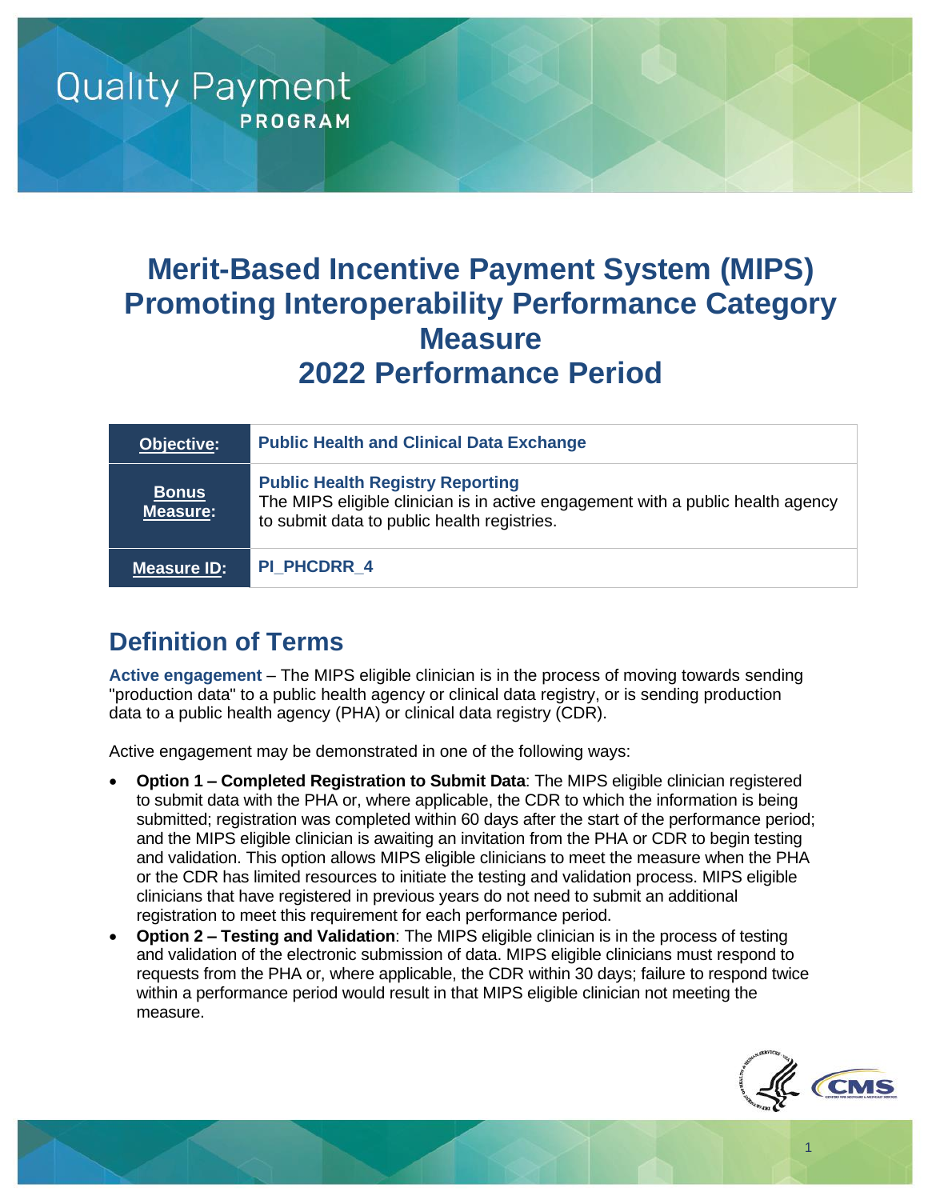Quality Payment PROGRAM

# Merit-Based Incentive Payment System (MIPS) Promoting Interoperability Performance Category Measure 2022 Performance Period

| | |
|---|---|
| **Objective:** | **Public Health and Clinical Data Exchange** |
| **Bonus Measure:** | **Public Health Registry Reporting**<br>The MIPS eligible clinician is in active engagement with a public health agency to submit data to public health registries. |
| **Measure ID:** | **PI_PHCDRR_4** |

## Definition of Terms

**Active engagement** – The MIPS eligible clinician is in the process of moving towards sending "production data" to a public health agency or clinical data registry, or is sending production data to a public health agency (PHA) or clinical data registry (CDR).

Active engagement may be demonstrated in one of the following ways:

- **Option 1 – Completed Registration to Submit Data**: The MIPS eligible clinician registered to submit data with the PHA or, where applicable, the CDR to which the information is being submitted; registration was completed within 60 days after the start of the performance period; and the MIPS eligible clinician is awaiting an invitation from the PHA or CDR to begin testing and validation. This option allows MIPS eligible clinicians to meet the measure when the PHA or the CDR has limited resources to initiate the testing and validation process. MIPS eligible clinicians that have registered in previous years do not need to submit an additional registration to meet this requirement for each performance period.
- **Option 2 – Testing and Validation**: The MIPS eligible clinician is in the process of testing and validation of the electronic submission of data. MIPS eligible clinicians must respond to requests from the PHA or, where applicable, the CDR within 30 days; failure to respond twice within a performance period would result in that MIPS eligible clinician not meeting the measure.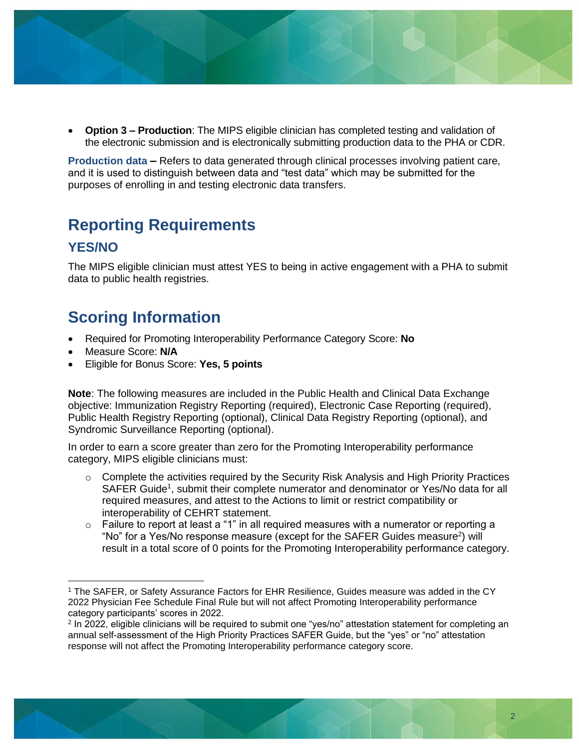- **Option 3 – Production**: The MIPS eligible clinician has completed testing and validation of the electronic submission and is electronically submitting production data to the PHA or CDR.

**Production data –** Refers to data generated through clinical processes involving patient care, and it is used to distinguish between data and "test data" which may be submitted for the purposes of enrolling in and testing electronic data transfers.

## Reporting Requirements

### YES/NO

The MIPS eligible clinician must attest YES to being in active engagement with a PHA to submit data to public health registries.

## Scoring Information

- Required for Promoting Interoperability Performance Category Score: **No**
- Measure Score: **N/A**
- Eligible for Bonus Score: **Yes, 5 points**

**Note**: The following measures are included in the Public Health and Clinical Data Exchange objective: Immunization Registry Reporting (required), Electronic Case Reporting (required), Public Health Registry Reporting (optional), Clinical Data Registry Reporting (optional), and Syndromic Surveillance Reporting (optional).

In order to earn a score greater than zero for the Promoting Interoperability performance category, MIPS eligible clinicians must:

- Complete the activities required by the Security Risk Analysis and High Priority Practices SAFER Guide[1], submit their complete numerator and denominator or Yes/No data for all required measures, and attest to the Actions to limit or restrict compatibility or interoperability of CEHRT statement.
- Failure to report at least a "1" in all required measures with a numerator or reporting a "No" for a Yes/No response measure (except for the SAFER Guides measure[2]) will result in a total score of 0 points for the Promoting Interoperability performance category.

---

[1] The SAFER, or Safety Assurance Factors for EHR Resilience, Guides measure was added in the CY 2022 Physician Fee Schedule Final Rule but will not affect Promoting Interoperability performance category participants' scores in 2022.

[2] In 2022, eligible clinicians will be required to submit one "yes/no" attestation statement for completing an annual self-assessment of the High Priority Practices SAFER Guide, but the "yes" or "no" attestation response will not affect the Promoting Interoperability performance category score.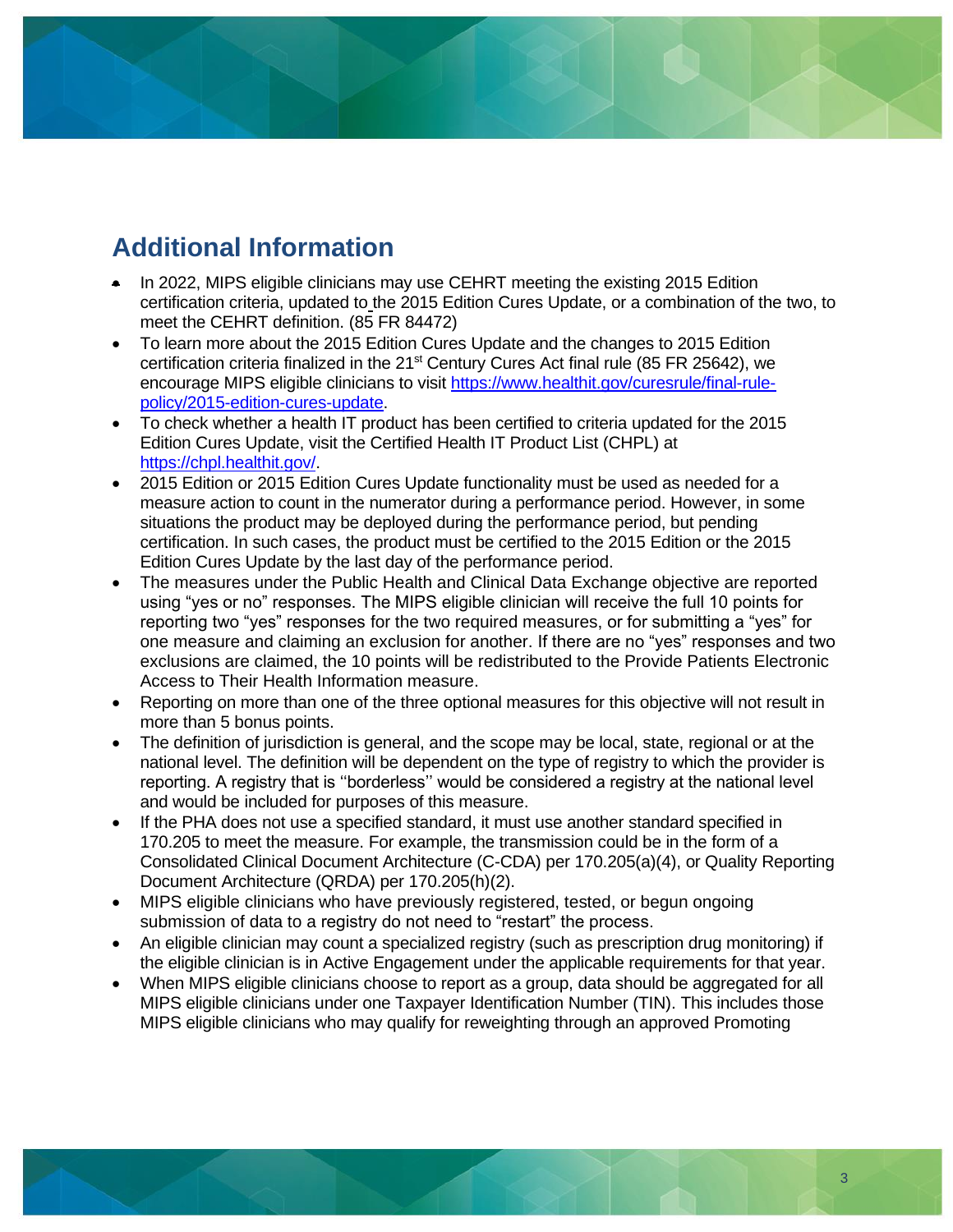## Additional Information

- In 2022, MIPS eligible clinicians may use CEHRT meeting the existing 2015 Edition certification criteria, updated to the 2015 Edition Cures Update, or a combination of the two, to meet the CEHRT definition. (85 FR 84472)
- To learn more about the 2015 Edition Cures Update and the changes to 2015 Edition certification criteria finalized in the 21st Century Cures Act final rule (85 FR 25642), we encourage MIPS eligible clinicians to visit [https://www.healthit.gov/curesrule/final-rule-policy/2015-edition-cures-update](https://www.healthit.gov/curesrule/final-rule-policy/2015-edition-cures-update).
- To check whether a health IT product has been certified to criteria updated for the 2015 Edition Cures Update, visit the Certified Health IT Product List (CHPL) at [https://chpl.healthit.gov/](https://chpl.healthit.gov/).
- 2015 Edition or 2015 Edition Cures Update functionality must be used as needed for a measure action to count in the numerator during a performance period. However, in some situations the product may be deployed during the performance period, but pending certification. In such cases, the product must be certified to the 2015 Edition or the 2015 Edition Cures Update by the last day of the performance period.
- The measures under the Public Health and Clinical Data Exchange objective are reported using "yes or no" responses. The MIPS eligible clinician will receive the full 10 points for reporting two "yes" responses for the two required measures, or for submitting a "yes" for one measure and claiming an exclusion for another. If there are no "yes" responses and two exclusions are claimed, the 10 points will be redistributed to the Provide Patients Electronic Access to Their Health Information measure.
- Reporting on more than one of the three optional measures for this objective will not result in more than 5 bonus points.
- The definition of jurisdiction is general, and the scope may be local, state, regional or at the national level. The definition will be dependent on the type of registry to which the provider is reporting. A registry that is ''borderless'' would be considered a registry at the national level and would be included for purposes of this measure.
- If the PHA does not use a specified standard, it must use another standard specified in 170.205 to meet the measure. For example, the transmission could be in the form of a Consolidated Clinical Document Architecture (C-CDA) per 170.205(a)(4), or Quality Reporting Document Architecture (QRDA) per 170.205(h)(2).
- MIPS eligible clinicians who have previously registered, tested, or begun ongoing submission of data to a registry do not need to "restart" the process.
- An eligible clinician may count a specialized registry (such as prescription drug monitoring) if the eligible clinician is in Active Engagement under the applicable requirements for that year.
- When MIPS eligible clinicians choose to report as a group, data should be aggregated for all MIPS eligible clinicians under one Taxpayer Identification Number (TIN). This includes those MIPS eligible clinicians who may qualify for reweighting through an approved Promoting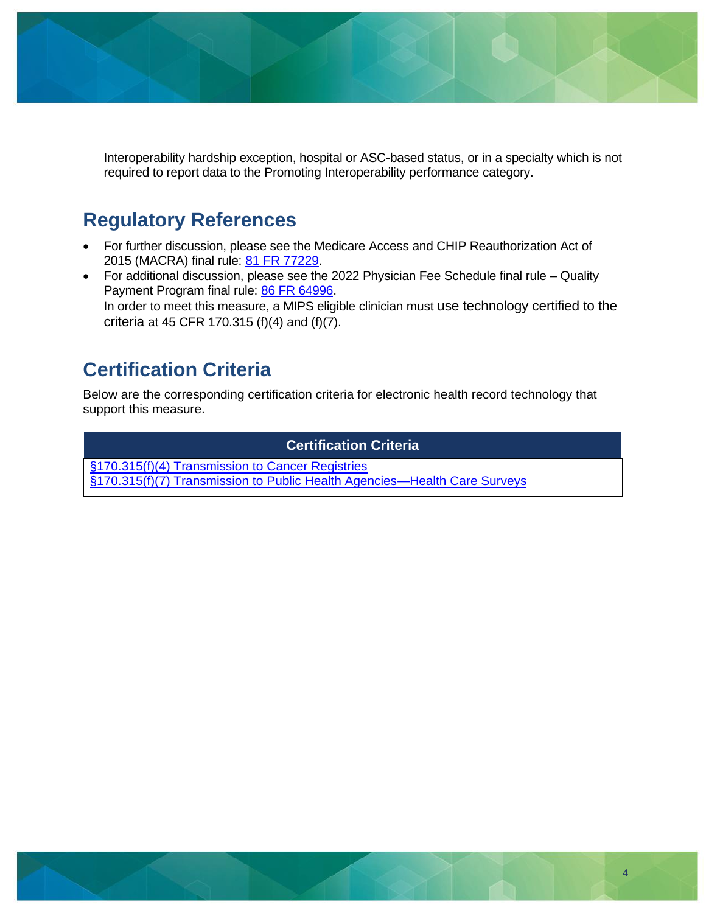Interoperability hardship exception, hospital or ASC-based status, or in a specialty which is not required to report data to the Promoting Interoperability performance category.

## Regulatory References

- For further discussion, please see the Medicare Access and CHIP Reauthorization Act of 2015 (MACRA) final rule: 81 FR 77229.
- For additional discussion, please see the 2022 Physician Fee Schedule final rule – Quality Payment Program final rule: 86 FR 64996.
  In order to meet this measure, a MIPS eligible clinician must use technology certified to the criteria at 45 CFR 170.315 (f)(4) and (f)(7).

## Certification Criteria

Below are the corresponding certification criteria for electronic health record technology that support this measure.

| Certification Criteria |
| --- |
| §170.315(f)(4) Transmission to Cancer Registries<br>§170.315(f)(7) Transmission to Public Health Agencies—Health Care Surveys |